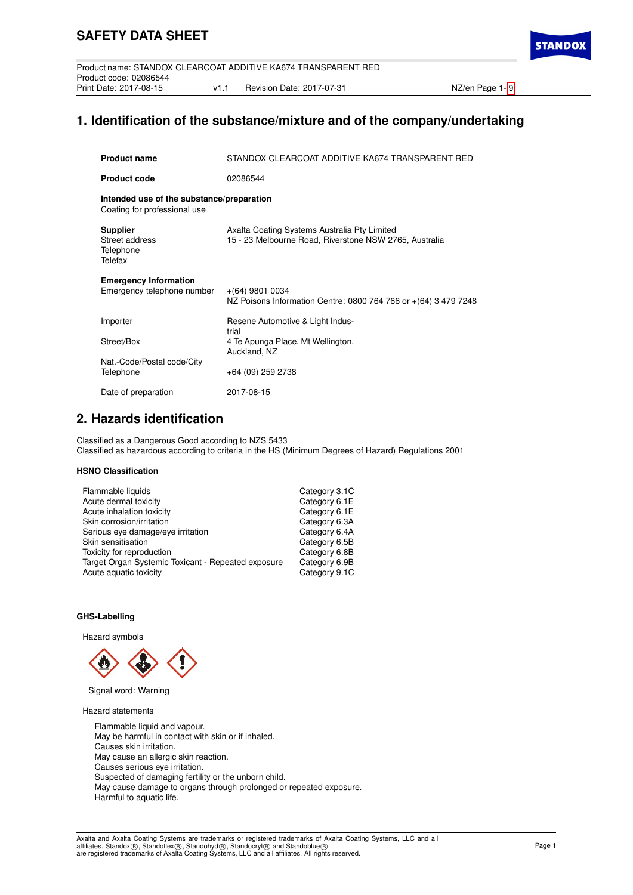# SAFETY DATA SHEET

Product name: STANDOX CLEARCOAT ADDITIVE KA674 TRANSPARENT RED
Product code: 02086544
Print Date: 2017-08-15 v1.1 Revision Date: 2017-07-31

## 1. Identification of the substance/mixture and of the company/undertaking

| | |
|---|---|
| **Product name** | STANDOX CLEARCOAT ADDITIVE KA674 TRANSPARENT RED |
| **Product code** | 02086544 |

**Intended use of the substance/preparation**
Coating for professional use

| | |
|---|---|
| **Supplier** | Axalta Coating Systems Australia Pty Limited |
| Street address | 15 - 23 Melbourne Road, Riverstone NSW 2765, Australia |
| Telephone | |
| Telefax | |

| | |
|---|---|
| **Emergency Information** | |
| Emergency telephone number | +(64) 9801 0034<br>NZ Poisons Information Centre: 0800 764 766 or +(64) 3 479 7248 |

| | |
|---|---|
| Importer | Resene Automotive & Light Industrial |
| Street/Box | 4 Te Apunga Place, Mt Wellington, Auckland, NZ |
| Nat.-Code/Postal code/City | |
| Telephone | +64 (09) 259 2738 |
| Date of preparation | 2017-08-15 |

## 2. Hazards identification

Classified as a Dangerous Good according to NZS 5433
Classified as hazardous according to criteria in the HS (Minimum Degrees of Hazard) Regulations 2001

### HSNO Classification

| | |
|---|---|
| Flammable liquids | Category 3.1C |
| Acute dermal toxicity | Category 6.1E |
| Acute inhalation toxicity | Category 6.1E |
| Skin corrosion/irritation | Category 6.3A |
| Serious eye damage/eye irritation | Category 6.4A |
| Skin sensitisation | Category 6.5B |
| Toxicity for reproduction | Category 6.8B |
| Target Organ Systemic Toxicant - Repeated exposure | Category 6.9B |
| Acute aquatic toxicity | Category 9.1C |

### GHS-Labelling

Hazard symbols

Signal word: Warning

Hazard statements

Flammable liquid and vapour.
May be harmful in contact with skin or if inhaled.
Causes skin irritation.
May cause an allergic skin reaction.
Causes serious eye irritation.
Suspected of damaging fertility or the unborn child.
May cause damage to organs through prolonged or repeated exposure.
Harmful to aquatic life.

Axalta and Axalta Coating Systems are trademarks or registered trademarks of Axalta Coating Systems, LLC and all affiliates. Standox®, Standoflex®, Standohyd®, Standocryl® and Standoblue® are registered trademarks of Axalta Coating Systems, LLC and all affiliates. All rights reserved.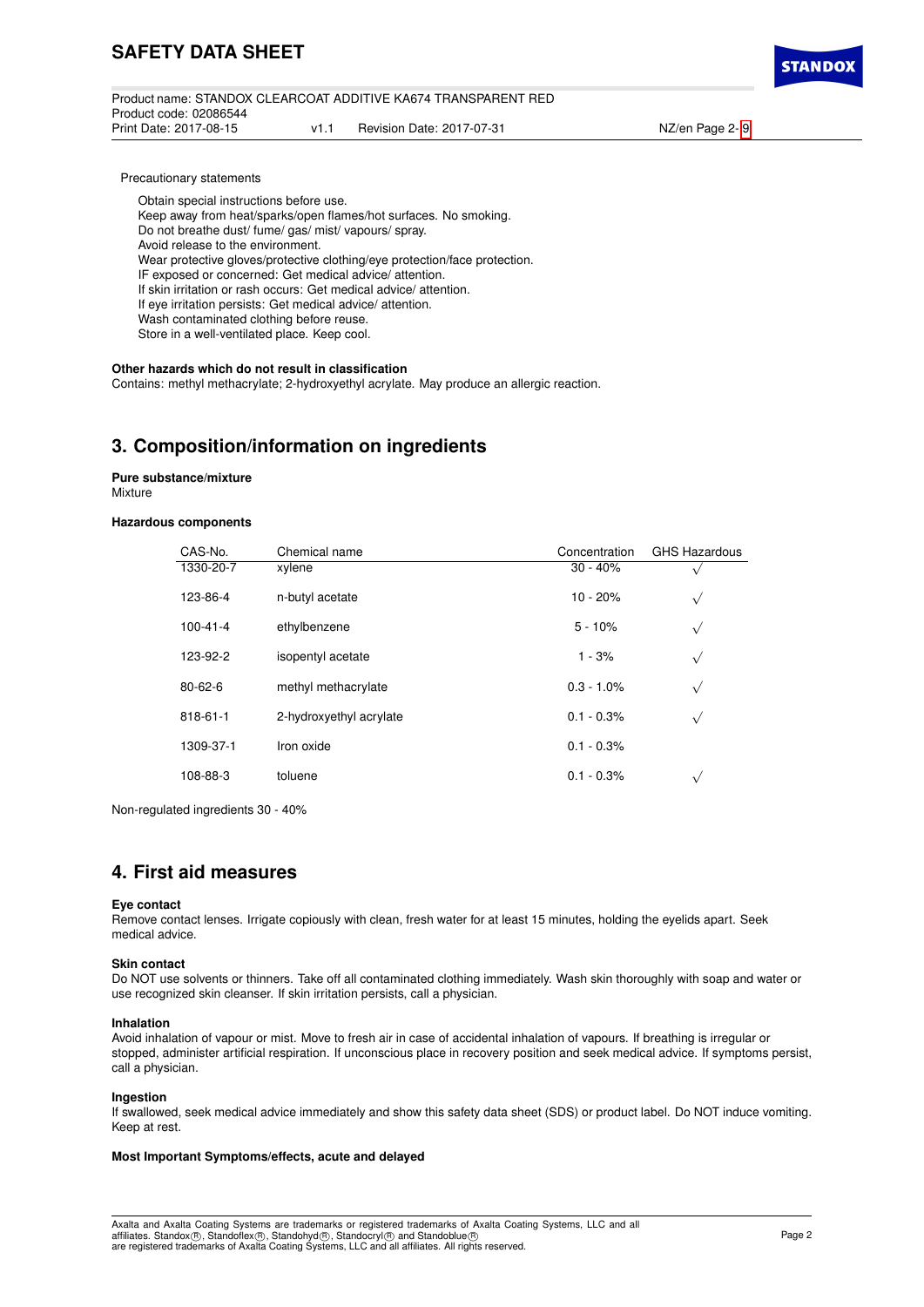Precautionary statements

Obtain special instructions before use.
Keep away from heat/sparks/open flames/hot surfaces. No smoking.
Do not breathe dust/ fume/ gas/ mist/ vapours/ spray.
Avoid release to the environment.
Wear protective gloves/protective clothing/eye protection/face protection.
IF exposed or concerned: Get medical advice/ attention.
If skin irritation or rash occurs: Get medical advice/ attention.
If eye irritation persists: Get medical advice/ attention.
Wash contaminated clothing before reuse.
Store in a well-ventilated place. Keep cool.

**Other hazards which do not result in classification**
Contains: methyl methacrylate; 2-hydroxyethyl acrylate. May produce an allergic reaction.

## 3. Composition/information on ingredients

**Pure substance/mixture**
Mixture

**Hazardous components**

| CAS-No. | Chemical name | Concentration | GHS Hazardous |
|---|---|---|---|
| 1330-20-7 | xylene | 30 - 40% | √ |
| 123-86-4 | n-butyl acetate | 10 - 20% | √ |
| 100-41-4 | ethylbenzene | 5 - 10% | √ |
| 123-92-2 | isopentyl acetate | 1 - 3% | √ |
| 80-62-6 | methyl methacrylate | 0.3 - 1.0% | √ |
| 818-61-1 | 2-hydroxyethyl acrylate | 0.1 - 0.3% | √ |
| 1309-37-1 | Iron oxide | 0.1 - 0.3% | |
| 108-88-3 | toluene | 0.1 - 0.3% | √ |

Non-regulated ingredients 30 - 40%

## 4. First aid measures

**Eye contact**
Remove contact lenses. Irrigate copiously with clean, fresh water for at least 15 minutes, holding the eyelids apart. Seek medical advice.

**Skin contact**
Do NOT use solvents or thinners. Take off all contaminated clothing immediately. Wash skin thoroughly with soap and water or use recognized skin cleanser. If skin irritation persists, call a physician.

**Inhalation**
Avoid inhalation of vapour or mist. Move to fresh air in case of accidental inhalation of vapours. If breathing is irregular or stopped, administer artificial respiration. If unconscious place in recovery position and seek medical advice. If symptoms persist, call a physician.

**Ingestion**
If swallowed, seek medical advice immediately and show this safety data sheet (SDS) or product label. Do NOT induce vomiting. Keep at rest.

**Most Important Symptoms/effects, acute and delayed**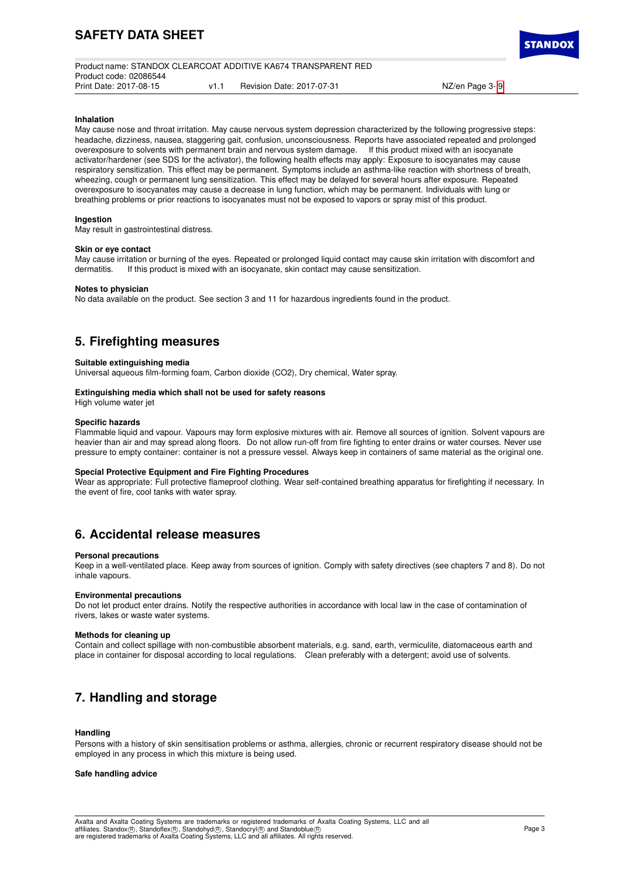**Inhalation**

May cause nose and throat irritation. May cause nervous system depression characterized by the following progressive steps: headache, dizziness, nausea, staggering gait, confusion, unconsciousness. Reports have associated repeated and prolonged overexposure to solvents with permanent brain and nervous system damage. If this product mixed with an isocyanate activator/hardener (see SDS for the activator), the following health effects may apply: Exposure to isocyanates may cause respiratory sensitization. This effect may be permanent. Symptoms include an asthma-like reaction with shortness of breath, wheezing, cough or permanent lung sensitization. This effect may be delayed for several hours after exposure. Repeated overexposure to isocyanates may cause a decrease in lung function, which may be permanent. Individuals with lung or breathing problems or prior reactions to isocyanates must not be exposed to vapors or spray mist of this product.

**Ingestion**

May result in gastrointestinal distress.

**Skin or eye contact**

May cause irritation or burning of the eyes. Repeated or prolonged liquid contact may cause skin irritation with discomfort and dermatitis. If this product is mixed with an isocyanate, skin contact may cause sensitization.

**Notes to physician**

No data available on the product. See section 3 and 11 for hazardous ingredients found in the product.

## 5. Firefighting measures

**Suitable extinguishing media**

Universal aqueous film-forming foam, Carbon dioxide ($CO_2$), Dry chemical, Water spray.

**Extinguishing media which shall not be used for safety reasons**

High volume water jet

**Specific hazards**

Flammable liquid and vapour. Vapours may form explosive mixtures with air. Remove all sources of ignition. Solvent vapours are heavier than air and may spread along floors. Do not allow run-off from fire fighting to enter drains or water courses. Never use pressure to empty container: container is not a pressure vessel. Always keep in containers of same material as the original one.

**Special Protective Equipment and Fire Fighting Procedures**

Wear as appropriate: Full protective flameproof clothing. Wear self-contained breathing apparatus for firefighting if necessary. In the event of fire, cool tanks with water spray.

## 6. Accidental release measures

**Personal precautions**

Keep in a well-ventilated place. Keep away from sources of ignition. Comply with safety directives (see chapters 7 and 8). Do not inhale vapours.

**Environmental precautions**

Do not let product enter drains. Notify the respective authorities in accordance with local law in the case of contamination of rivers, lakes or waste water systems.

**Methods for cleaning up**

Contain and collect spillage with non-combustible absorbent materials, e.g. sand, earth, vermiculite, diatomaceous earth and place in container for disposal according to local regulations. Clean preferably with a detergent; avoid use of solvents.

## 7. Handling and storage

**Handling**

Persons with a history of skin sensitisation problems or asthma, allergies, chronic or recurrent respiratory disease should not be employed in any process in which this mixture is being used.

**Safe handling advice**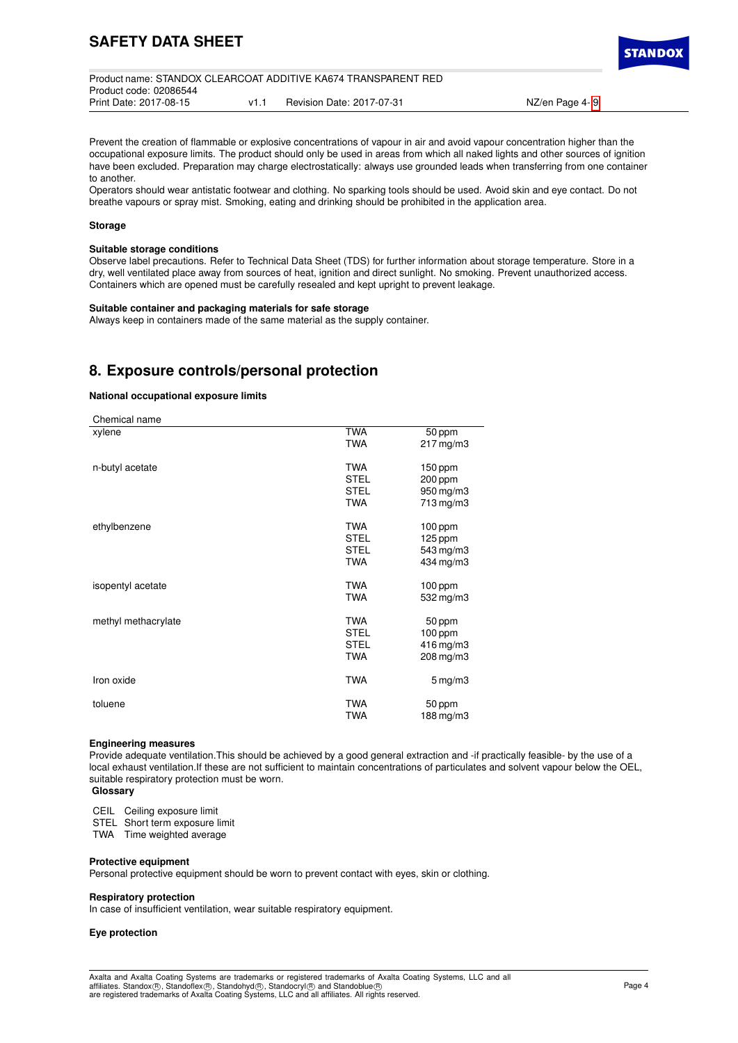Prevent the creation of flammable or explosive concentrations of vapour in air and avoid vapour concentration higher than the occupational exposure limits. The product should only be used in areas from which all naked lights and other sources of ignition have been excluded. Preparation may charge electrostatically: always use grounded leads when transferring from one container to another.
Operators should wear antistatic footwear and clothing. No sparking tools should be used. Avoid skin and eye contact. Do not breathe vapours or spray mist. Smoking, eating and drinking should be prohibited in the application area.

**Storage**

**Suitable storage conditions**
Observe label precautions. Refer to Technical Data Sheet (TDS) for further information about storage temperature. Store in a dry, well ventilated place away from sources of heat, ignition and direct sunlight. No smoking. Prevent unauthorized access. Containers which are opened must be carefully resealed and kept upright to prevent leakage.

**Suitable container and packaging materials for safe storage**
Always keep in containers made of the same material as the supply container.

## 8. Exposure controls/personal protection

**National occupational exposure limits**

| Chemical name | | |
|---|---|---|
| xylene | TWA | 50 ppm |
| | TWA | 217 mg/m3 |
| n-butyl acetate | TWA | 150 ppm |
| | STEL | 200 ppm |
| | STEL | 950 mg/m3 |
| | TWA | 713 mg/m3 |
| ethylbenzene | TWA | 100 ppm |
| | STEL | 125 ppm |
| | STEL | 543 mg/m3 |
| | TWA | 434 mg/m3 |
| isopentyl acetate | TWA | 100 ppm |
| | TWA | 532 mg/m3 |
| methyl methacrylate | TWA | 50 ppm |
| | STEL | 100 ppm |
| | STEL | 416 mg/m3 |
| | TWA | 208 mg/m3 |
| Iron oxide | TWA | 5 mg/m3 |
| toluene | TWA | 50 ppm |
| | TWA | 188 mg/m3 |

**Engineering measures**
Provide adequate ventilation.This should be achieved by a good general extraction and -if practically feasible- by the use of a local exhaust ventilation.If these are not sufficient to maintain concentrations of particulates and solvent vapour below the OEL, suitable respiratory protection must be worn.

**Glossary**

CEIL Ceiling exposure limit
STEL Short term exposure limit
TWA Time weighted average

**Protective equipment**
Personal protective equipment should be worn to prevent contact with eyes, skin or clothing.

**Respiratory protection**
In case of insufficient ventilation, wear suitable respiratory equipment.

**Eye protection**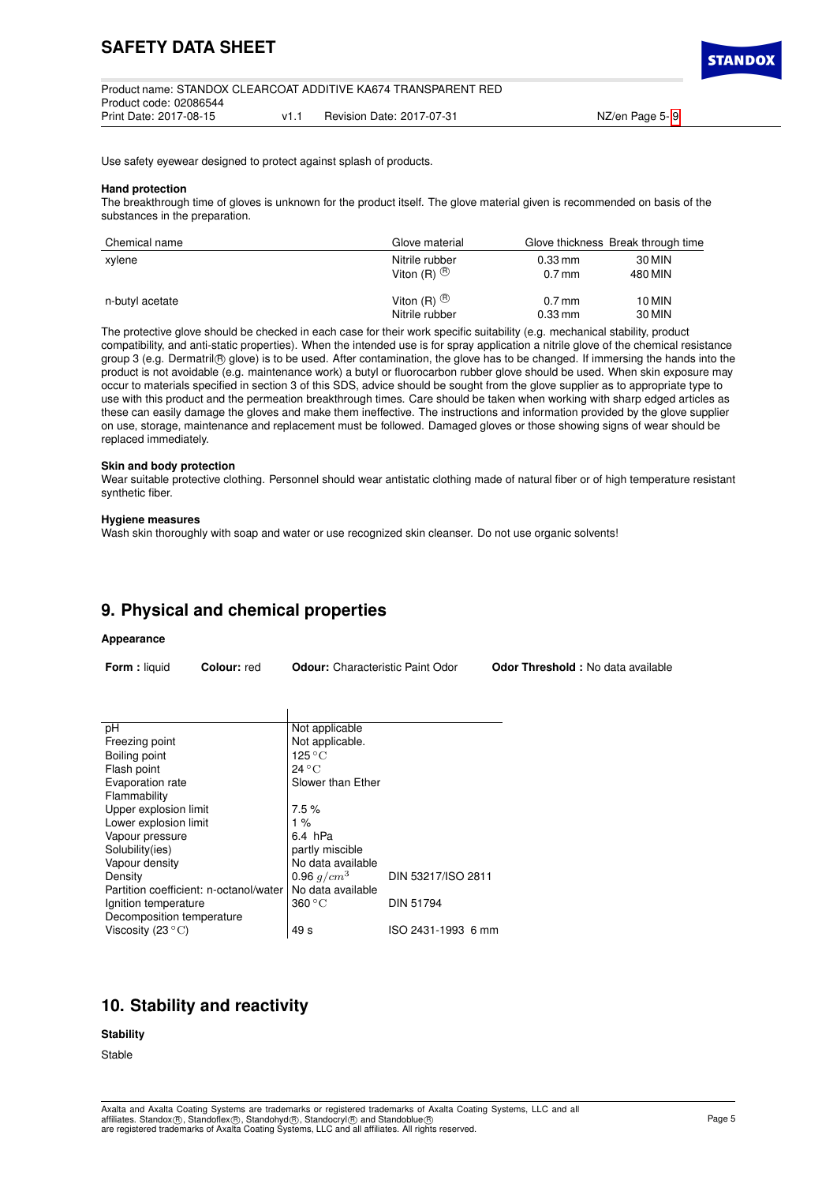Use safety eyewear designed to protect against splash of products.

**Hand protection**

The breakthrough time of gloves is unknown for the product itself. The glove material given is recommended on basis of the substances in the preparation.

| Chemical name | Glove material | Glove thickness | Break through time |
|---|---|---|---|
| xylene | Nitrile rubber | 0.33 mm | 30 MIN |
| | Viton (R) ® | 0.7 mm | 480 MIN |
| n-butyl acetate | Viton (R) ® | 0.7 mm | 10 MIN |
| | Nitrile rubber | 0.33 mm | 30 MIN |

The protective glove should be checked in each case for their work specific suitability (e.g. mechanical stability, product compatibility, and anti-static properties). When the intended use is for spray application a nitrile glove of the chemical resistance group 3 (e.g. Dermatril® glove) is to be used. After contamination, the glove has to be changed. If immersing the hands into the product is not avoidable (e.g. maintenance work) a butyl or fluorocarbon rubber glove should be used. When skin exposure may occur to materials specified in section 3 of this SDS, advice should be sought from the glove supplier as to appropriate type to use with this product and the permeation breakthrough times. Care should be taken when working with sharp edged articles as these can easily damage the gloves and make them ineffective. The instructions and information provided by the glove supplier on use, storage, maintenance and replacement must be followed. Damaged gloves or those showing signs of wear should be replaced immediately.

**Skin and body protection**

Wear suitable protective clothing. Personnel should wear antistatic clothing made of natural fiber or of high temperature resistant synthetic fiber.

**Hygiene measures**

Wash skin thoroughly with soap and water or use recognized skin cleanser. Do not use organic solvents!

## 9. Physical and chemical properties

**Appearance**

**Form :** liquid **Colour:** red **Odour:** Characteristic Paint Odor **Odor Threshold :** No data available

| | | |
|---|---|---|
| pH | Not applicable | |
| Freezing point | Not applicable. | |
| Boiling point | 125 °C | |
| Flash point | 24 °C | |
| Evaporation rate | Slower than Ether | |
| Flammability | | |
| Upper explosion limit | 7.5 % | |
| Lower explosion limit | 1 % | |
| Vapour pressure | 6.4 hPa | |
| Solubility(ies) | partly miscible | |
| Vapour density | No data available | |
| Density | 0.96 $g/cm^3$ | DIN 53217/ISO 2811 |
| Partition coefficient: n-octanol/water | No data available | |
| Ignition temperature | 360 °C | DIN 51794 |
| Decomposition temperature | | |
| Viscosity (23 °C) | 49 s | ISO 2431-1993 6 mm |

## 10. Stability and reactivity

**Stability**

Stable

Axalta and Axalta Coating Systems are trademarks or registered trademarks of Axalta Coating Systems, LLC and all affiliates. Standox®, Standoflex®, Standohyd®, Standocryl® and Standoblue® are registered trademarks of Axalta Coating Systems, LLC and all affiliates. All rights reserved.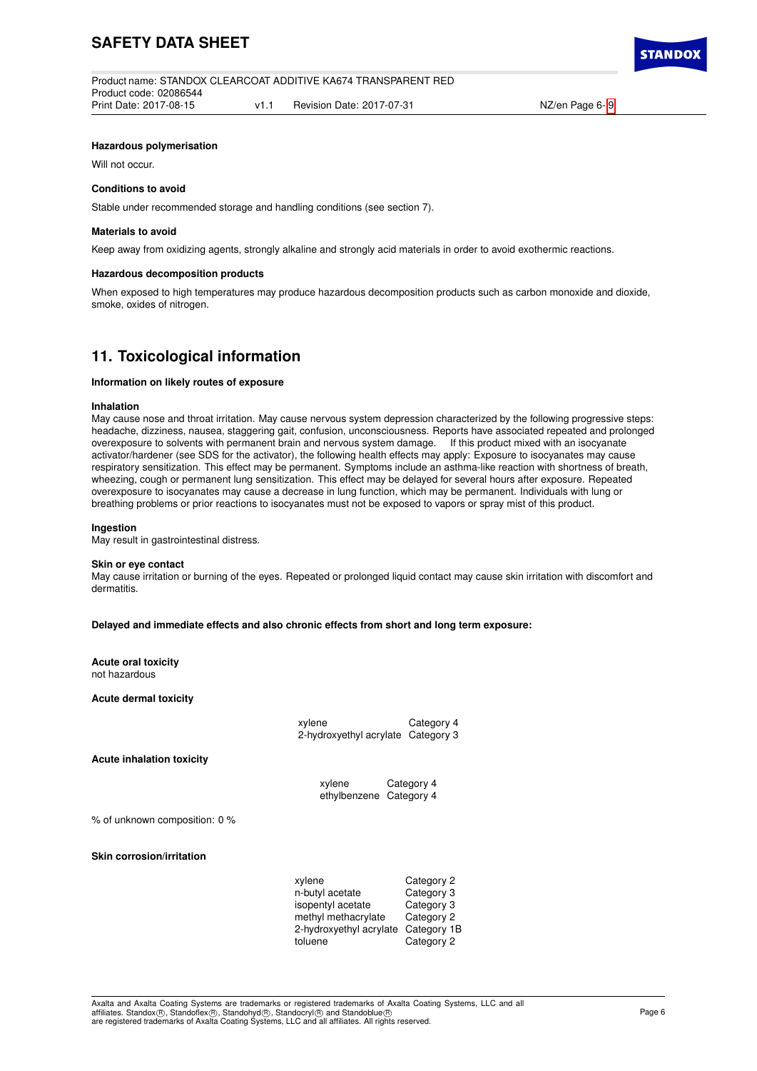#### Hazardous polymerisation

Will not occur.

#### Conditions to avoid

Stable under recommended storage and handling conditions (see section 7).

#### Materials to avoid

Keep away from oxidizing agents, strongly alkaline and strongly acid materials in order to avoid exothermic reactions.

#### Hazardous decomposition products

When exposed to high temperatures may produce hazardous decomposition products such as carbon monoxide and dioxide, smoke, oxides of nitrogen.

## 11. Toxicological information

#### Information on likely routes of exposure

**Inhalation**
May cause nose and throat irritation. May cause nervous system depression characterized by the following progressive steps: headache, dizziness, nausea, staggering gait, confusion, unconsciousness. Reports have associated repeated and prolonged overexposure to solvents with permanent brain and nervous system damage. If this product mixed with an isocyanate activator/hardener (see SDS for the activator), the following health effects may apply: Exposure to isocyanates may cause respiratory sensitization. This effect may be permanent. Symptoms include an asthma-like reaction with shortness of breath, wheezing, cough or permanent lung sensitization. This effect may be delayed for several hours after exposure. Repeated overexposure to isocyanates may cause a decrease in lung function, which may be permanent. Individuals with lung or breathing problems or prior reactions to isocyanates must not be exposed to vapors or spray mist of this product.

**Ingestion**
May result in gastrointestinal distress.

**Skin or eye contact**
May cause irritation or burning of the eyes. Repeated or prolonged liquid contact may cause skin irritation with discomfort and dermatitis.

#### Delayed and immediate effects and also chronic effects from short and long term exposure:

**Acute oral toxicity**
not hazardous

**Acute dermal toxicity**

| | |
|---|---|
| xylene | Category 4 |
| 2-hydroxyethyl acrylate | Category 3 |

**Acute inhalation toxicity**

| | |
|---|---|
| xylene | Category 4 |
| ethylbenzene | Category 4 |

% of unknown composition: 0 %

**Skin corrosion/irritation**

| | |
|---|---|
| xylene | Category 2 |
| n-butyl acetate | Category 3 |
| isopentyl acetate | Category 3 |
| methyl methacrylate | Category 2 |
| 2-hydroxyethyl acrylate | Category 1B |
| toluene | Category 2 |

Axalta and Axalta Coating Systems are trademarks or registered trademarks of Axalta Coating Systems, LLC and all affiliates. Standox®, Standoflex®, Standohyd®, Standocryl® and Standoblue® are registered trademarks of Axalta Coating Systems, LLC and all affiliates. All rights reserved.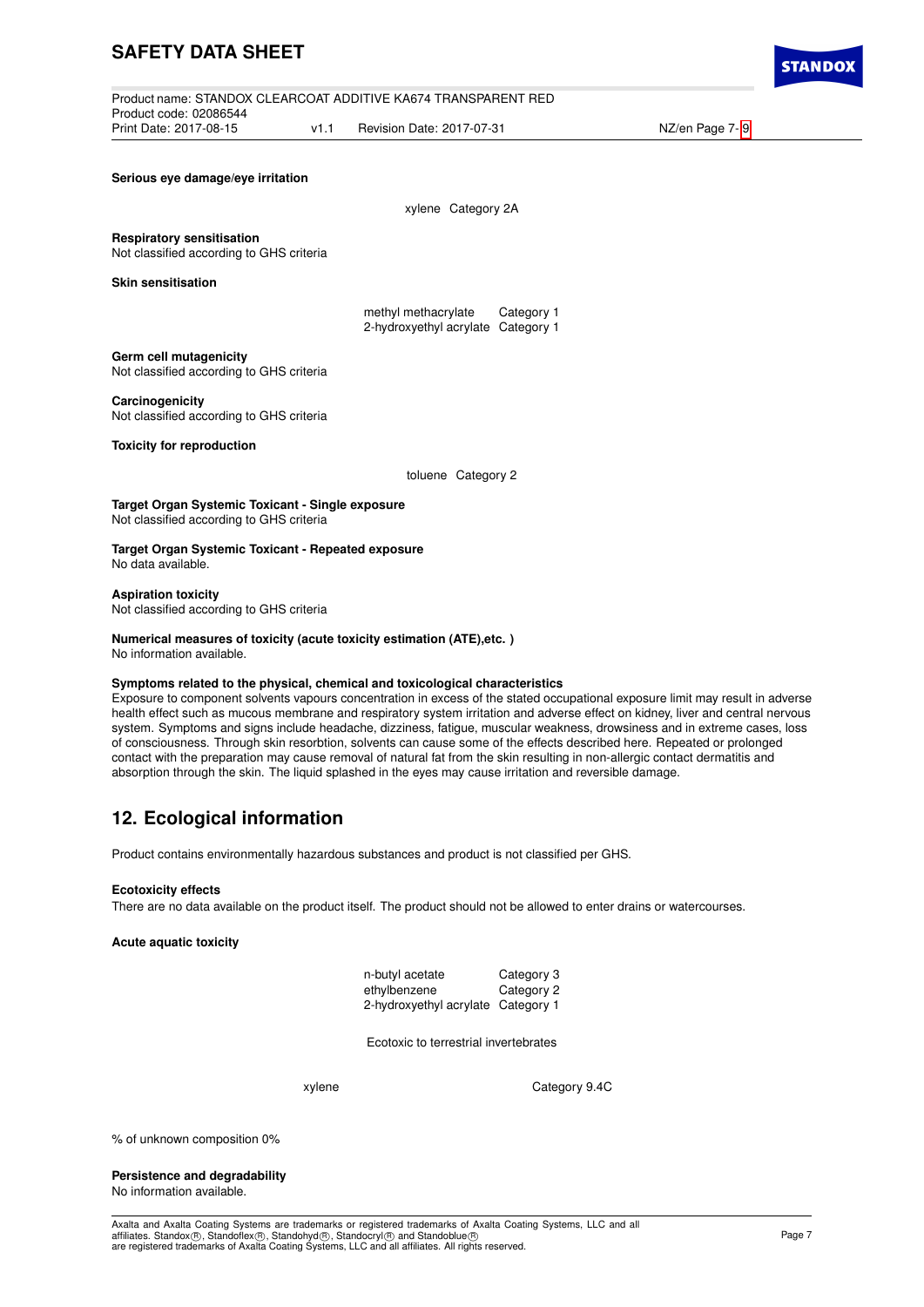**Serious eye damage/eye irritation**

| | |
|---|---|
| xylene | Category 2A |

**Respiratory sensitisation**
Not classified according to GHS criteria

**Skin sensitisation**

| | |
|---|---|
| methyl methacrylate | Category 1 |
| 2-hydroxyethyl acrylate | Category 1 |

**Germ cell mutagenicity**
Not classified according to GHS criteria

**Carcinogenicity**
Not classified according to GHS criteria

**Toxicity for reproduction**

| | |
|---|---|
| toluene | Category 2 |

**Target Organ Systemic Toxicant - Single exposure**
Not classified according to GHS criteria

**Target Organ Systemic Toxicant - Repeated exposure**
No data available.

**Aspiration toxicity**
Not classified according to GHS criteria

**Numerical measures of toxicity (acute toxicity estimation (ATE),etc. )**
No information available.

**Symptoms related to the physical, chemical and toxicological characteristics**
Exposure to component solvents vapours concentration in excess of the stated occupational exposure limit may result in adverse health effect such as mucous membrane and respiratory system irritation and adverse effect on kidney, liver and central nervous system. Symptoms and signs include headache, dizziness, fatigue, muscular weakness, drowsiness and in extreme cases, loss of consciousness. Through skin resorbtion, solvents can cause some of the effects described here. Repeated or prolonged contact with the preparation may cause removal of natural fat from the skin resulting in non-allergic contact dermatitis and absorption through the skin. The liquid splashed in the eyes may cause irritation and reversible damage.

## 12. Ecological information

Product contains environmentally hazardous substances and product is not classified per GHS.

**Ecotoxicity effects**
There are no data available on the product itself. The product should not be allowed to enter drains or watercourses.

**Acute aquatic toxicity**

| | |
|---|---|
| n-butyl acetate | Category 3 |
| ethylbenzene | Category 2 |
| 2-hydroxyethyl acrylate | Category 1 |

Ecotoxic to terrestrial invertebrates

| | |
|---|---|
| xylene | Category 9.4C |

% of unknown composition 0%

**Persistence and degradability**
No information available.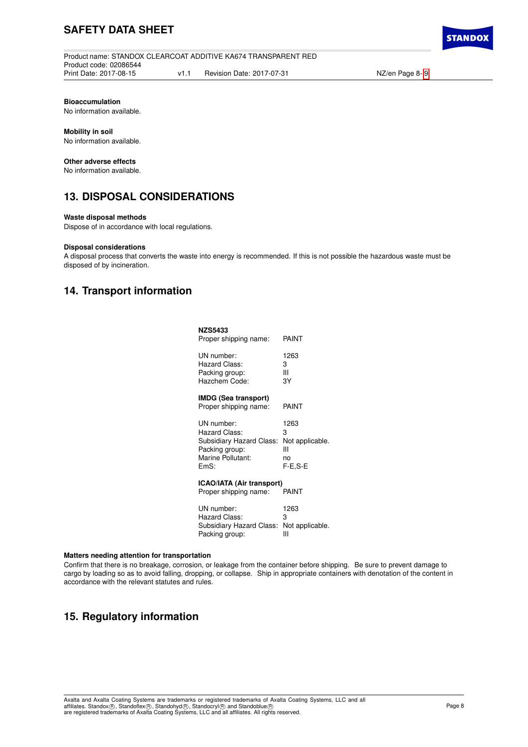**Bioaccumulation**
No information available.

**Mobility in soil**
No information available.

**Other adverse effects**
No information available.

## 13. DISPOSAL CONSIDERATIONS

**Waste disposal methods**
Dispose of in accordance with local regulations.

**Disposal considerations**
A disposal process that converts the waste into energy is recommended. If this is not possible the hazardous waste must be disposed of by incineration.

## 14. Transport information

**NZS5433**

Proper shipping name: PAINT

UN number: 1263
Hazard Class: 3
Packing group: III
Hazchem Code: 3Y

**IMDG (Sea transport)**

Proper shipping name: PAINT

UN number: 1263
Hazard Class: 3
Subsidiary Hazard Class: Not applicable.
Packing group: III
Marine Pollutant: no
EmS: F-E,S-E

**ICAO/IATA (Air transport)**

Proper shipping name: PAINT

UN number: 1263
Hazard Class: 3
Subsidiary Hazard Class: Not applicable.
Packing group: III

**Matters needing attention for transportation**
Confirm that there is no breakage, corrosion, or leakage from the container before shipping. Be sure to prevent damage to cargo by loading so as to avoid falling, dropping, or collapse. Ship in appropriate containers with denotation of the content in accordance with the relevant statutes and rules.

## 15. Regulatory information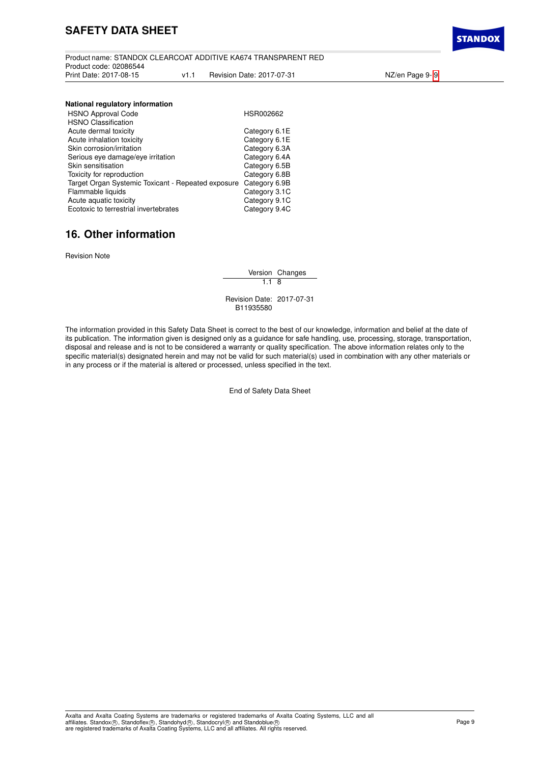**National regulatory information**

| | |
|---|---|
| HSNO Approval Code | HSR002662 |
| HSNO Classification | |
| Acute dermal toxicity | Category 6.1E |
| Acute inhalation toxicity | Category 6.1E |
| Skin corrosion/irritation | Category 6.3A |
| Serious eye damage/eye irritation | Category 6.4A |
| Skin sensitisation | Category 6.5B |
| Toxicity for reproduction | Category 6.8B |
| Target Organ Systemic Toxicant - Repeated exposure | Category 6.9B |
| Flammable liquids | Category 3.1C |
| Acute aquatic toxicity | Category 9.1C |
| Ecotoxic to terrestrial invertebrates | Category 9.4C |

## 16. Other information

Revision Note

| Version | Changes |
|---|---|
| 1.1 | 8 |

Revision Date: 2017-07-31
B11935580

The information provided in this Safety Data Sheet is correct to the best of our knowledge, information and belief at the date of its publication. The information given is designed only as a guidance for safe handling, use, processing, storage, transportation, disposal and release and is not to be considered a warranty or quality specification. The above information relates only to the specific material(s) designated herein and may not be valid for such material(s) used in combination with any other materials or in any process or if the material is altered or processed, unless specified in the text.

End of Safety Data Sheet